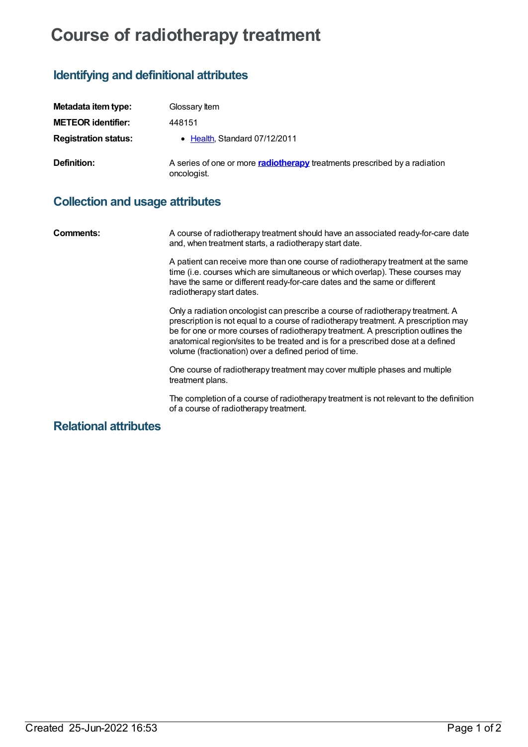# Course of radiotherapy treatment

## Identifying and definitional attributes

| | |
|---|---|
| **Metadata item type:** | Glossary Item |
| **METEOR identifier:** | 448151 |
| **Registration status:** | • Health, Standard 07/12/2011 |
| **Definition:** | A series of one or more **radiotherapy** treatments prescribed by a radiation oncologist. |

## Collection and usage attributes

**Comments:**

A course of radiotherapy treatment should have an associated ready-for-care date and, when treatment starts, a radiotherapy start date.

A patient can receive more than one course of radiotherapy treatment at the same time (i.e. courses which are simultaneous or which overlap). These courses may have the same or different ready-for-care dates and the same or different radiotherapy start dates.

Only a radiation oncologist can prescribe a course of radiotherapy treatment. A prescription is not equal to a course of radiotherapy treatment. A prescription may be for one or more courses of radiotherapy treatment. A prescription outlines the anatomical region/sites to be treated and is for a prescribed dose at a defined volume (fractionation) over a defined period of time.

One course of radiotherapy treatment may cover multiple phases and multiple treatment plans.

The completion of a course of radiotherapy treatment is not relevant to the definition of a course of radiotherapy treatment.

## Relational attributes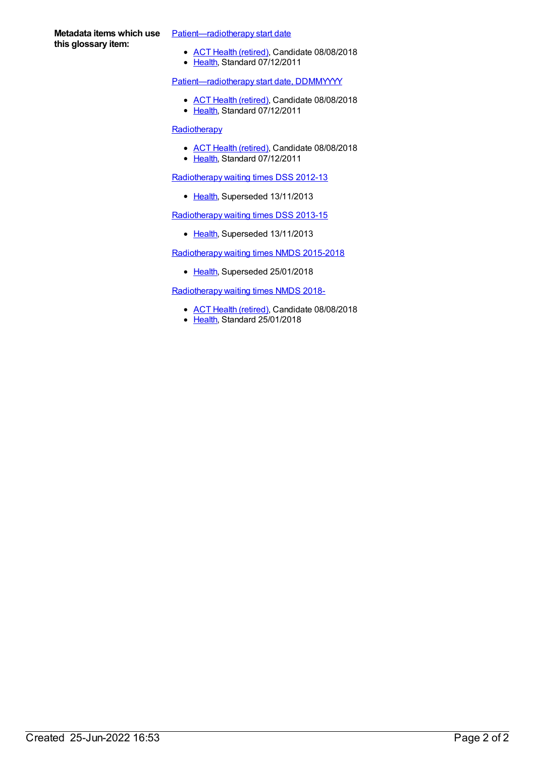**Metadata items which use this glossary item:**

Patient—radiotherapy start date

- ACT Health (retired), Candidate 08/08/2018
- Health, Standard 07/12/2011

Patient—radiotherapy start date, DDMMYYYY

- ACT Health (retired), Candidate 08/08/2018
- Health, Standard 07/12/2011

Radiotherapy

- ACT Health (retired), Candidate 08/08/2018
- Health, Standard 07/12/2011

Radiotherapy waiting times DSS 2012-13

- Health, Superseded 13/11/2013

Radiotherapy waiting times DSS 2013-15

- Health, Superseded 13/11/2013

Radiotherapy waiting times NMDS 2015-2018

- Health, Superseded 25/01/2018

Radiotherapy waiting times NMDS 2018-

- ACT Health (retired), Candidate 08/08/2018
- Health, Standard 25/01/2018